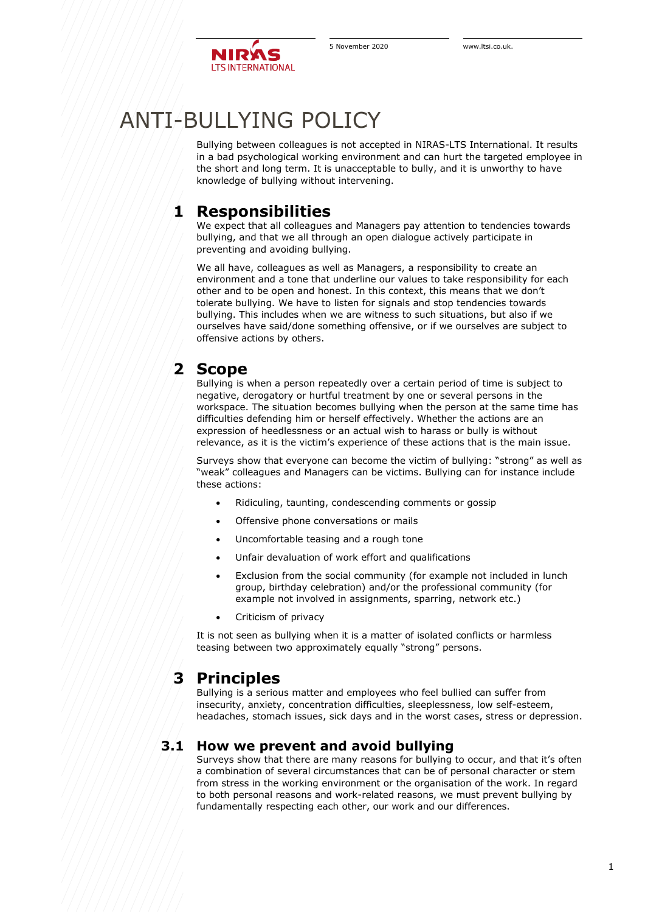# ANTI-BULLYING POLICY

Bullying between colleagues is not accepted in NIRAS-LTS International. It results in a bad psychological working environment and can hurt the targeted employee in the short and long term. It is unacceptable to bully, and it is unworthy to have knowledge of bullying without intervening.

## 1 Responsibilities

We expect that all colleagues and Managers pay attention to tendencies towards bullying, and that we all through an open dialogue actively participate in preventing and avoiding bullying.

We all have, colleagues as well as Managers, a responsibility to create an environment and a tone that underline our values to take responsibility for each other and to be open and honest. In this context, this means that we don't tolerate bullying. We have to listen for signals and stop tendencies towards bullying. This includes when we are witness to such situations, but also if we ourselves have said/done something offensive, or if we ourselves are subject to offensive actions by others.

## 2 Scope

Bullying is when a person repeatedly over a certain period of time is subject to negative, derogatory or hurtful treatment by one or several persons in the workspace. The situation becomes bullying when the person at the same time has difficulties defending him or herself effectively. Whether the actions are an expression of heedlessness or an actual wish to harass or bully is without relevance, as it is the victim's experience of these actions that is the main issue.

Surveys show that everyone can become the victim of bullying: "strong" as well as "weak" colleagues and Managers can be victims. Bullying can for instance include these actions:

- Ridiculing, taunting, condescending comments or gossip
- Offensive phone conversations or mails
- Uncomfortable teasing and a rough tone
- Unfair devaluation of work effort and qualifications
- Exclusion from the social community (for example not included in lunch group, birthday celebration) and/or the professional community (for example not involved in assignments, sparring, network etc.)
- Criticism of privacy

It is not seen as bullying when it is a matter of isolated conflicts or harmless teasing between two approximately equally "strong" persons.

## 3 Principles

Bullying is a serious matter and employees who feel bullied can suffer from insecurity, anxiety, concentration difficulties, sleeplessness, low self-esteem, headaches, stomach issues, sick days and in the worst cases, stress or depression.

### 3.1 How we prevent and avoid bullying

Surveys show that there are many reasons for bullying to occur, and that it's often a combination of several circumstances that can be of personal character or stem from stress in the working environment or the organisation of the work. In regard to both personal reasons and work-related reasons, we must prevent bullying by fundamentally respecting each other, our work and our differences.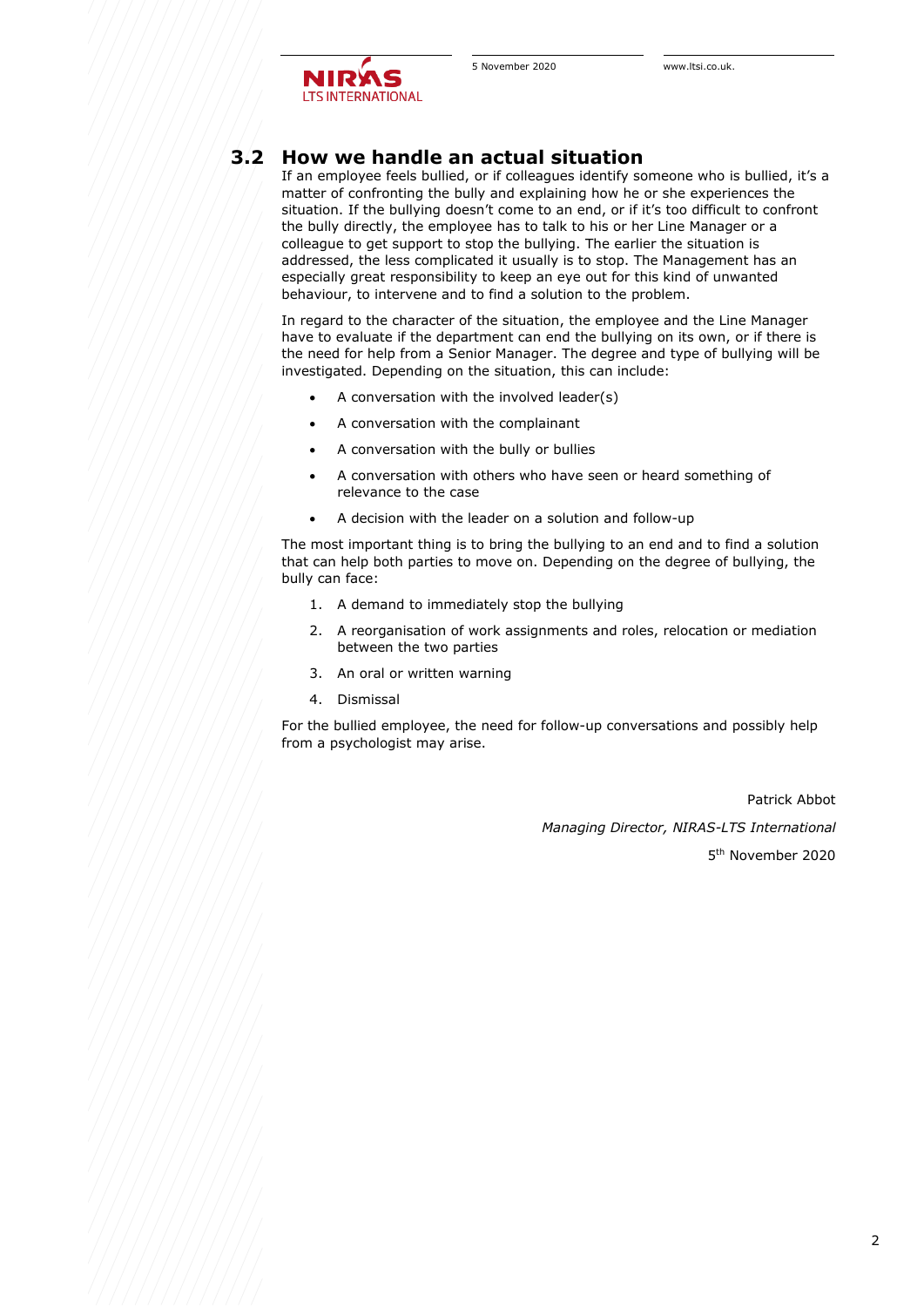## 3.2 How we handle an actual situation

If an employee feels bullied, or if colleagues identify someone who is bullied, it's a matter of confronting the bully and explaining how he or she experiences the situation. If the bullying doesn't come to an end, or if it's too difficult to confront the bully directly, the employee has to talk to his or her Line Manager or a colleague to get support to stop the bullying. The earlier the situation is addressed, the less complicated it usually is to stop. The Management has an especially great responsibility to keep an eye out for this kind of unwanted behaviour, to intervene and to find a solution to the problem.

In regard to the character of the situation, the employee and the Line Manager have to evaluate if the department can end the bullying on its own, or if there is the need for help from a Senior Manager. The degree and type of bullying will be investigated. Depending on the situation, this can include:

- A conversation with the involved leader(s)
- A conversation with the complainant
- A conversation with the bully or bullies
- A conversation with others who have seen or heard something of relevance to the case
- A decision with the leader on a solution and follow-up

The most important thing is to bring the bullying to an end and to find a solution that can help both parties to move on. Depending on the degree of bullying, the bully can face:

1. A demand to immediately stop the bullying
2. A reorganisation of work assignments and roles, relocation or mediation between the two parties
3. An oral or written warning
4. Dismissal

For the bullied employee, the need for follow-up conversations and possibly help from a psychologist may arise.

Patrick Abbot

*Managing Director, NIRAS-LTS International*

5th November 2020